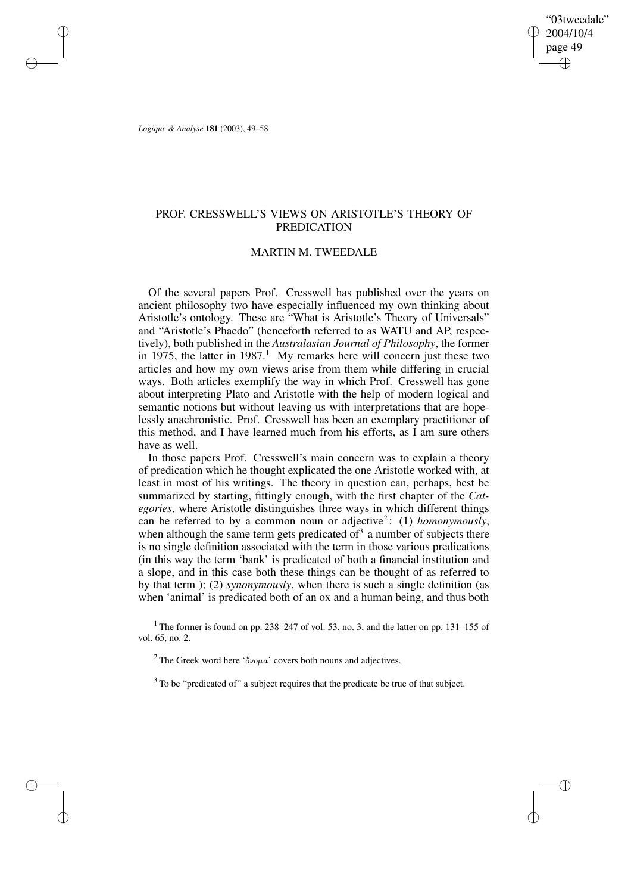# PROF. CRESSWELL'S VIEWS ON ARISTOTLE'S THEORY OF PREDICATION

## MARTIN M. TWEEDALE

Of the several papers Prof. Cresswell has published over the years on ancient philosophy two have especially influenced my own thinking about Aristotle's ontology. These are "What is Aristotle's Theory of Universals" and "Aristotle's Phaedo" (henceforth referred to as WATU and AP, respectively), both published in the *Australasian Journal of Philosophy*, the former in 1975, the latter in 1987.[1] My remarks here will concern just these two articles and how my own views arise from them while differing in crucial ways. Both articles exemplify the way in which Prof. Cresswell has gone about interpreting Plato and Aristotle with the help of modern logical and semantic notions but without leaving us with interpretations that are hopelessly anachronistic. Prof. Cresswell has been an exemplary practitioner of this method, and I have learned much from his efforts, as I am sure others have as well.

In those papers Prof. Cresswell's main concern was to explain a theory of predication which he thought explicated the one Aristotle worked with, at least in most of his writings. The theory in question can, perhaps, best be summarized by starting, fittingly enough, with the first chapter of the *Categories*, where Aristotle distinguishes three ways in which different things can be referred to by a common noun or adjective[2]: (1) *homonymously*, when although the same term gets predicated of[3] a number of subjects there is no single definition associated with the term in those various predications (in this way the term 'bank' is predicated of both a financial institution and a slope, and in this case both these things can be thought of as referred to by that term ); (2) *synonymously*, when there is such a single definition (as when 'animal' is predicated both of an ox and a human being, and thus both

---

[1] The former is found on pp. 238–247 of vol. 53, no. 3, and the latter on pp. 131–155 of vol. 65, no. 2.

[2] The Greek word here 'ὄνομα' covers both nouns and adjectives.

[3] To be "predicated of" a subject requires that the predicate be true of that subject.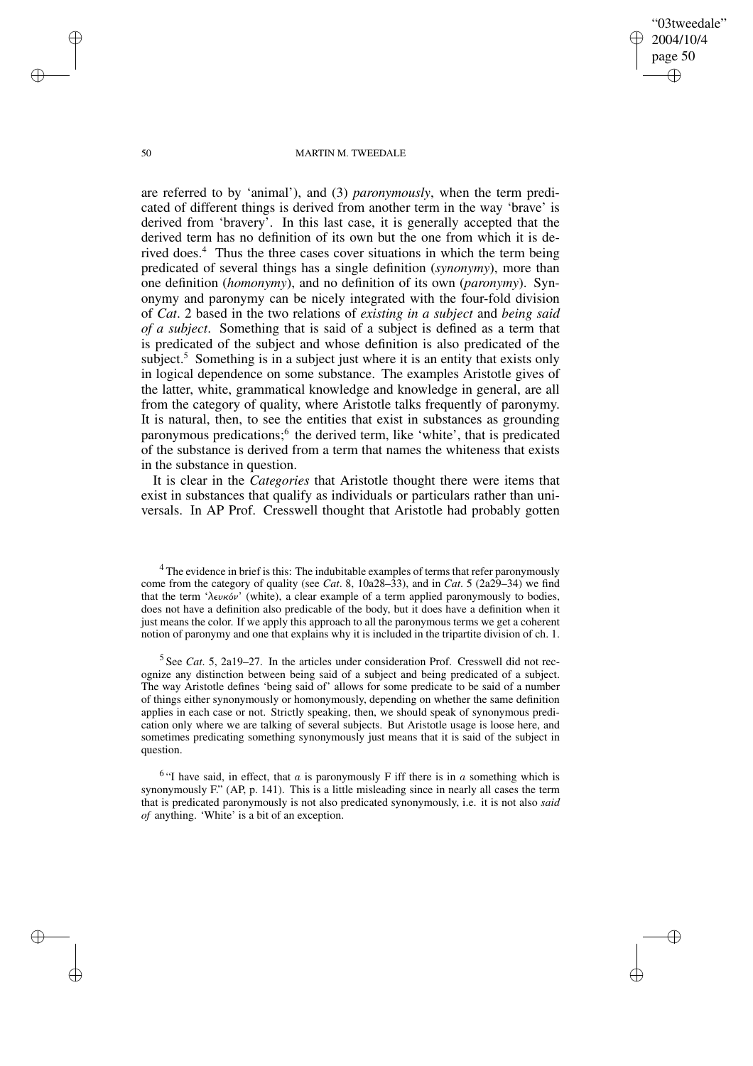are referred to by 'animal'), and (3) *paronymously*, when the term predicated of different things is derived from another term in the way 'brave' is derived from 'bravery'. In this last case, it is generally accepted that the derived term has no definition of its own but the one from which it is derived does.[4] Thus the three cases cover situations in which the term being predicated of several things has a single definition (*synonymy*), more than one definition (*homonymy*), and no definition of its own (*paronymy*). Synonymy and paronymy can be nicely integrated with the four-fold division of *Cat*. 2 based in the two relations of *existing in a subject* and *being said of a subject*. Something that is said of a subject is defined as a term that is predicated of the subject and whose definition is also predicated of the subject.[5] Something is in a subject just where it is an entity that exists only in logical dependence on some substance. The examples Aristotle gives of the latter, white, grammatical knowledge and knowledge in general, are all from the category of quality, where Aristotle talks frequently of paronymy. It is natural, then, to see the entities that exist in substances as grounding paronymous predications;[6] the derived term, like 'white', that is predicated of the substance is derived from a term that names the whiteness that exists in the substance in question.

It is clear in the *Categories* that Aristotle thought there were items that exist in substances that qualify as individuals or particulars rather than universals. In AP Prof. Cresswell thought that Aristotle had probably gotten

[4] The evidence in brief is this: The indubitable examples of terms that refer paronymously come from the category of quality (see *Cat*. 8, 10a28–33), and in *Cat*. 5 (2a29–34) we find that the term 'λευκόν' (white), a clear example of a term applied paronymously to bodies, does not have a definition also predicable of the body, but it does have a definition when it just means the color. If we apply this approach to all the paronymous terms we get a coherent notion of paronymy and one that explains why it is included in the tripartite division of ch. 1.

[5] See *Cat*. 5, 2a19–27. In the articles under consideration Prof. Cresswell did not recognize any distinction between being said of a subject and being predicated of a subject. The way Aristotle defines 'being said of' allows for some predicate to be said of a number of things either synonymously or homonymously, depending on whether the same definition applies in each case or not. Strictly speaking, then, we should speak of synonymous predication only where we are talking of several subjects. But Aristotle usage is loose here, and sometimes predicating something synonymously just means that it is said of the subject in question.

[6] "I have said, in effect, that $a$ is paronymously F iff there is in $a$ something which is synonymously F." (AP, p. 141). This is a little misleading since in nearly all cases the term that is predicated paronymously is not also predicated synonymously, i.e. it is not also *said of* anything. 'White' is a bit of an exception.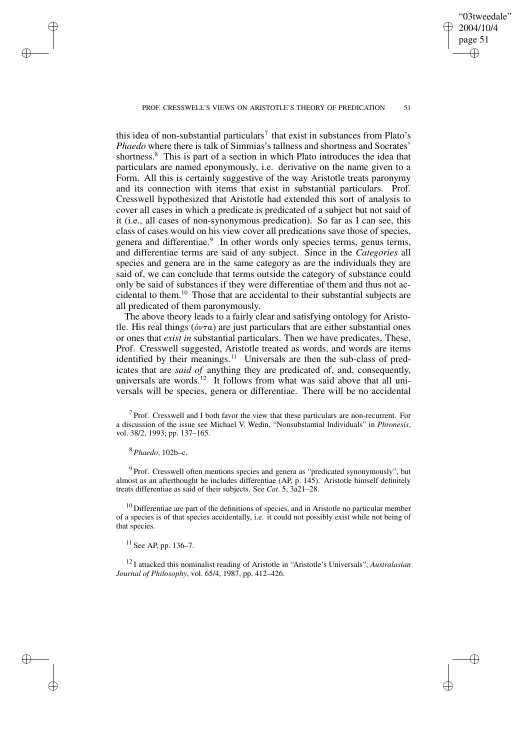this idea of non-substantial particulars[7] that exist in substances from Plato's *Phaedo* where there is talk of Simmias's tallness and shortness and Socrates' shortness.[8] This is part of a section in which Plato introduces the idea that particulars are named eponymously, i.e. derivative on the name given to a Form. All this is certainly suggestive of the way Aristotle treats paronymy and its connection with items that exist in substantial particulars. Prof. Cresswell hypothesized that Aristotle had extended this sort of analysis to cover all cases in which a predicate is predicated of a subject but not said of it (i.e., all cases of non-synonymous predication). So far as I can see, this class of cases would on his view cover all predications save those of species, genera and differentiae.[9] In other words only species terms, genus terms, and differentiae terms are said of any subject. Since in the *Categories* all species and genera are in the same category as are the individuals they are said of, we can conclude that terms outside the category of substance could only be said of substances if they were differentiae of them and thus not accidental to them.[10] Those that are accidental to their substantial subjects are all predicated of them paronymously.

The above theory leads to a fairly clear and satisfying ontology for Aristotle. His real things (ὄντα) are just particulars that are either substantial ones or ones that *exist in* substantial particulars. Then we have predicates. These, Prof. Cresswell suggested, Aristotle treated as words, and words are items identified by their meanings.[11] Universals are then the sub-class of predicates that are *said of* anything they are predicated of, and, consequently, universals are words.[12] It follows from what was said above that all universals will be species, genera or differentiae. There will be no accidental

[7] Prof. Cresswell and I both favor the view that these particulars are non-recurrent. For a discussion of the issue see Michael V. Wedin, "Nonsubstantial Individuals" in *Phronesis*, vol. 38/2, 1993; pp. 137–165.

[8] *Phaedo*, 102b–c.

[9] Prof. Cresswell often mentions species and genera as "predicated synonymously", but almost as an afterthought he includes differentiae (AP, p. 145). Aristotle himself definitely treats differentiae as said of their subjects. See *Cat*. 5, 3a21–28.

[10] Differentiae are part of the definitions of species, and in Aristotle no particular member of a species is of that species accidentally, i.e. it could not possibly exist while not being of that species.

[11] See AP, pp. 136–7.

[12] I attacked this nominalist reading of Aristotle in "Aristotle's Universals", *Australasian Journal of Philosophy*, vol. 65/4, 1987, pp. 412–426.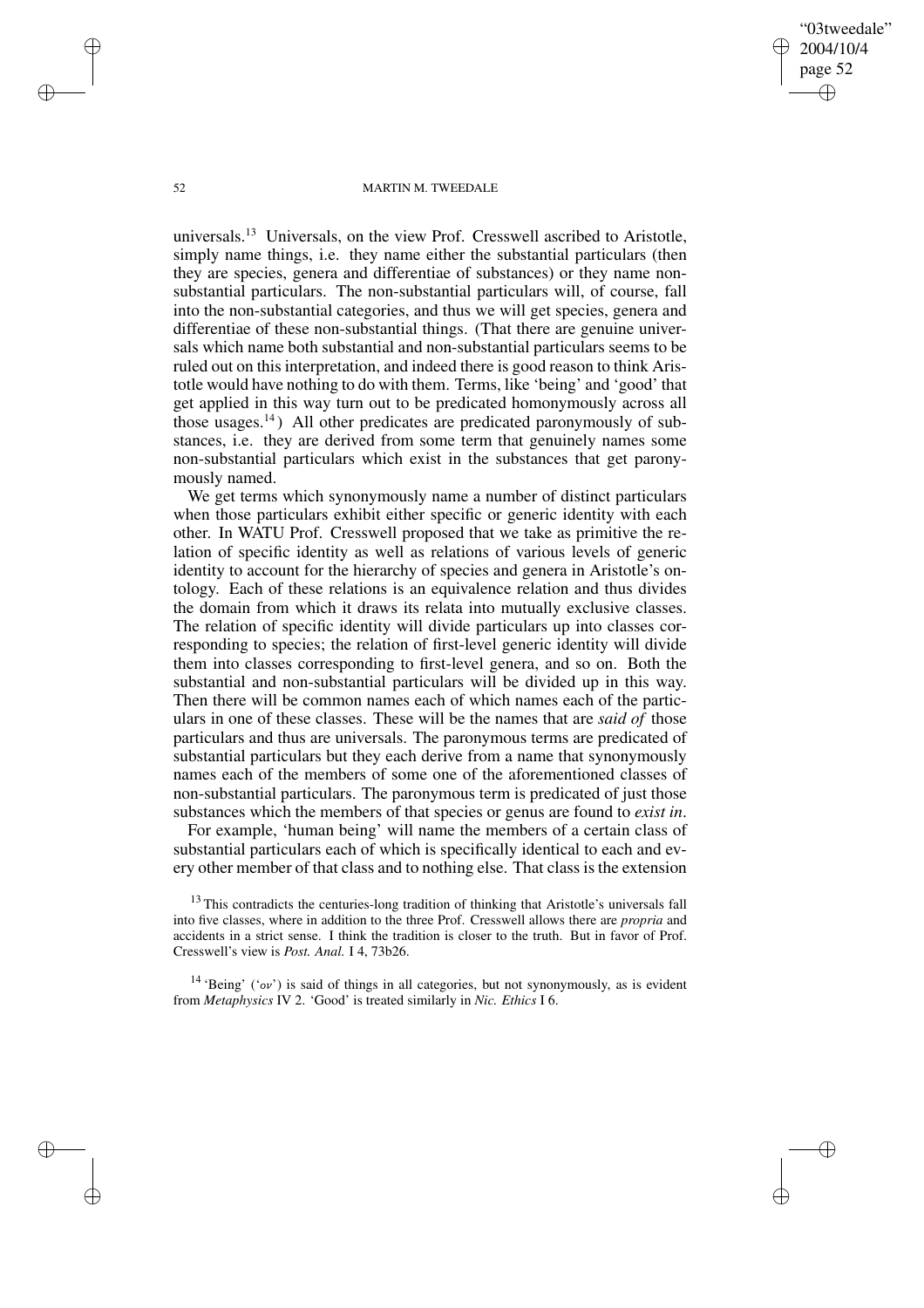universals.[13] Universals, on the view Prof. Cresswell ascribed to Aristotle, simply name things, i.e. they name either the substantial particulars (then they are species, genera and differentiae of substances) or they name non-substantial particulars. The non-substantial particulars will, of course, fall into the non-substantial categories, and thus we will get species, genera and differentiae of these non-substantial things. (That there are genuine universals which name both substantial and non-substantial particulars seems to be ruled out on this interpretation, and indeed there is good reason to think Aristotle would have nothing to do with them. Terms, like 'being' and 'good' that get applied in this way turn out to be predicated homonymously across all those usages.[14]) All other predicates are predicated paronymously of substances, i.e. they are derived from some term that genuinely names some non-substantial particulars which exist in the substances that get paronymously named.

We get terms which synonymously name a number of distinct particulars when those particulars exhibit either specific or generic identity with each other. In WATU Prof. Cresswell proposed that we take as primitive the relation of specific identity as well as relations of various levels of generic identity to account for the hierarchy of species and genera in Aristotle's ontology. Each of these relations is an equivalence relation and thus divides the domain from which it draws its relata into mutually exclusive classes. The relation of specific identity will divide particulars up into classes corresponding to species; the relation of first-level generic identity will divide them into classes corresponding to first-level genera, and so on. Both the substantial and non-substantial particulars will be divided up in this way. Then there will be common names each of which names each of the particulars in one of these classes. These will be the names that are *said of* those particulars and thus are universals. The paronymous terms are predicated of substantial particulars but they each derive from a name that synonymously names each of the members of some one of the aforementioned classes of non-substantial particulars. The paronymous term is predicated of just those substances which the members of that species or genus are found to *exist in*.

For example, 'human being' will name the members of a certain class of substantial particulars each of which is specifically identical to each and every other member of that class and to nothing else. That class is the extension

[13] This contradicts the centuries-long tradition of thinking that Aristotle's universals fall into five classes, where in addition to the three Prof. Cresswell allows there are *propria* and accidents in a strict sense. I think the tradition is closer to the truth. But in favor of Prof. Cresswell's view is *Post. Anal.* I 4, 73b26.

[14] 'Being' ('ὀν') is said of things in all categories, but not synonymously, as is evident from *Metaphysics* IV 2. 'Good' is treated similarly in *Nic. Ethics* I 6.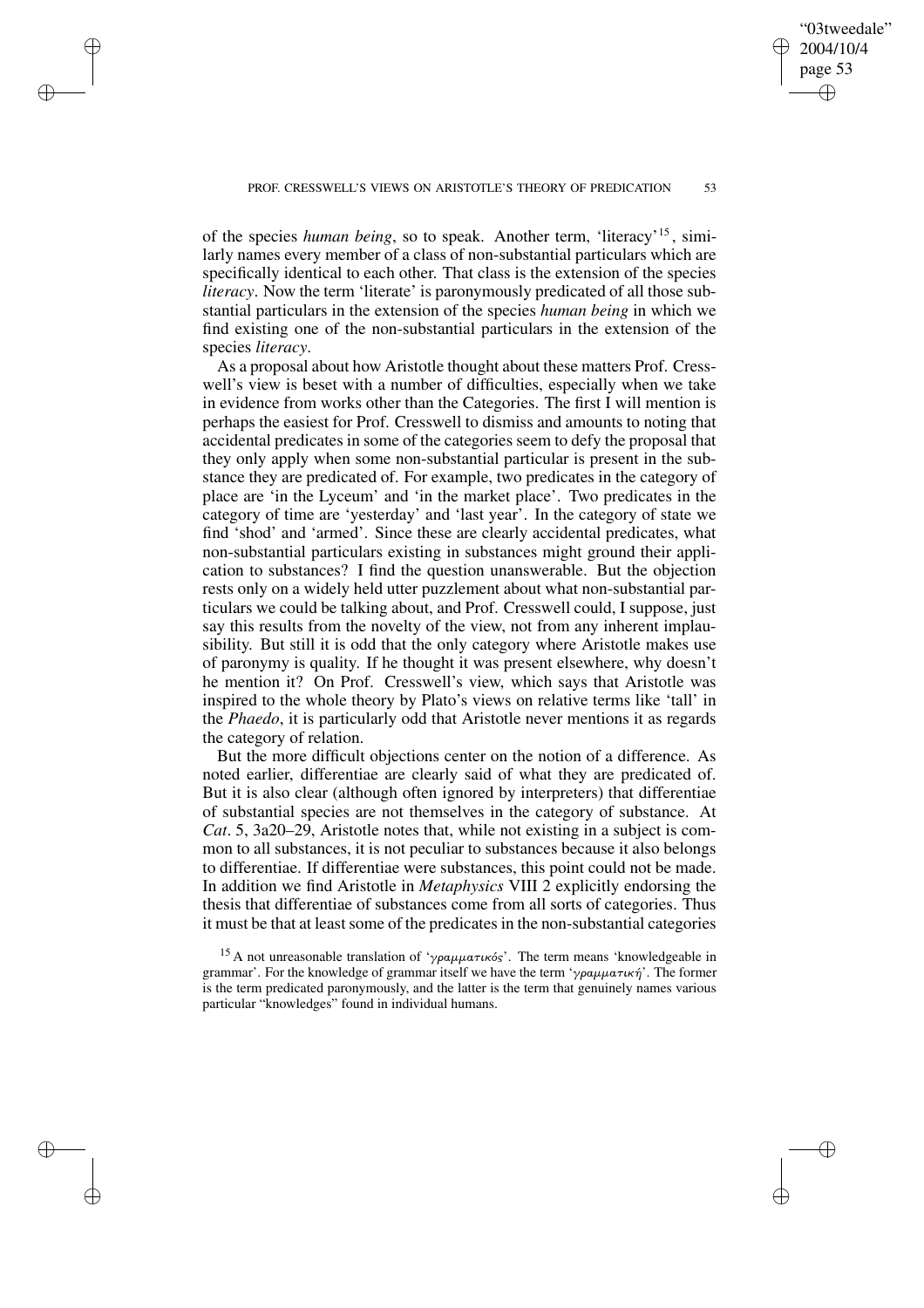of the species *human being*, so to speak. Another term, 'literacy'[15], similarly names every member of a class of non-substantial particulars which are specifically identical to each other. That class is the extension of the species *literacy*. Now the term 'literate' is paronymously predicated of all those substantial particulars in the extension of the species *human being* in which we find existing one of the non-substantial particulars in the extension of the species *literacy*.

As a proposal about how Aristotle thought about these matters Prof. Cresswell's view is beset with a number of difficulties, especially when we take in evidence from works other than the Categories. The first I will mention is perhaps the easiest for Prof. Cresswell to dismiss and amounts to noting that accidental predicates in some of the categories seem to defy the proposal that they only apply when some non-substantial particular is present in the substance they are predicated of. For example, two predicates in the category of place are 'in the Lyceum' and 'in the market place'. Two predicates in the category of time are 'yesterday' and 'last year'. In the category of state we find 'shod' and 'armed'. Since these are clearly accidental predicates, what non-substantial particulars existing in substances might ground their application to substances? I find the question unanswerable. But the objection rests only on a widely held utter puzzlement about what non-substantial particulars we could be talking about, and Prof. Cresswell could, I suppose, just say this results from the novelty of the view, not from any inherent implausibility. But still it is odd that the only category where Aristotle makes use of paronymy is quality. If he thought it was present elsewhere, why doesn't he mention it? On Prof. Cresswell's view, which says that Aristotle was inspired to the whole theory by Plato's views on relative terms like 'tall' in the *Phaedo*, it is particularly odd that Aristotle never mentions it as regards the category of relation.

But the more difficult objections center on the notion of a difference. As noted earlier, differentiae are clearly said of what they are predicated of. But it is also clear (although often ignored by interpreters) that differentiae of substantial species are not themselves in the category of substance. At *Cat*. 5, 3a20–29, Aristotle notes that, while not existing in a subject is common to all substances, it is not peculiar to substances because it also belongs to differentiae. If differentiae were substances, this point could not be made. In addition we find Aristotle in *Metaphysics* VIII 2 explicitly endorsing the thesis that differentiae of substances come from all sorts of categories. Thus it must be that at least some of the predicates in the non-substantial categories

[15] A not unreasonable translation of 'γραμματικός'. The term means 'knowledgeable in grammar'. For the knowledge of grammar itself we have the term 'γραμματική'. The former is the term predicated paronymously, and the latter is the term that genuinely names various particular "knowledges" found in individual humans.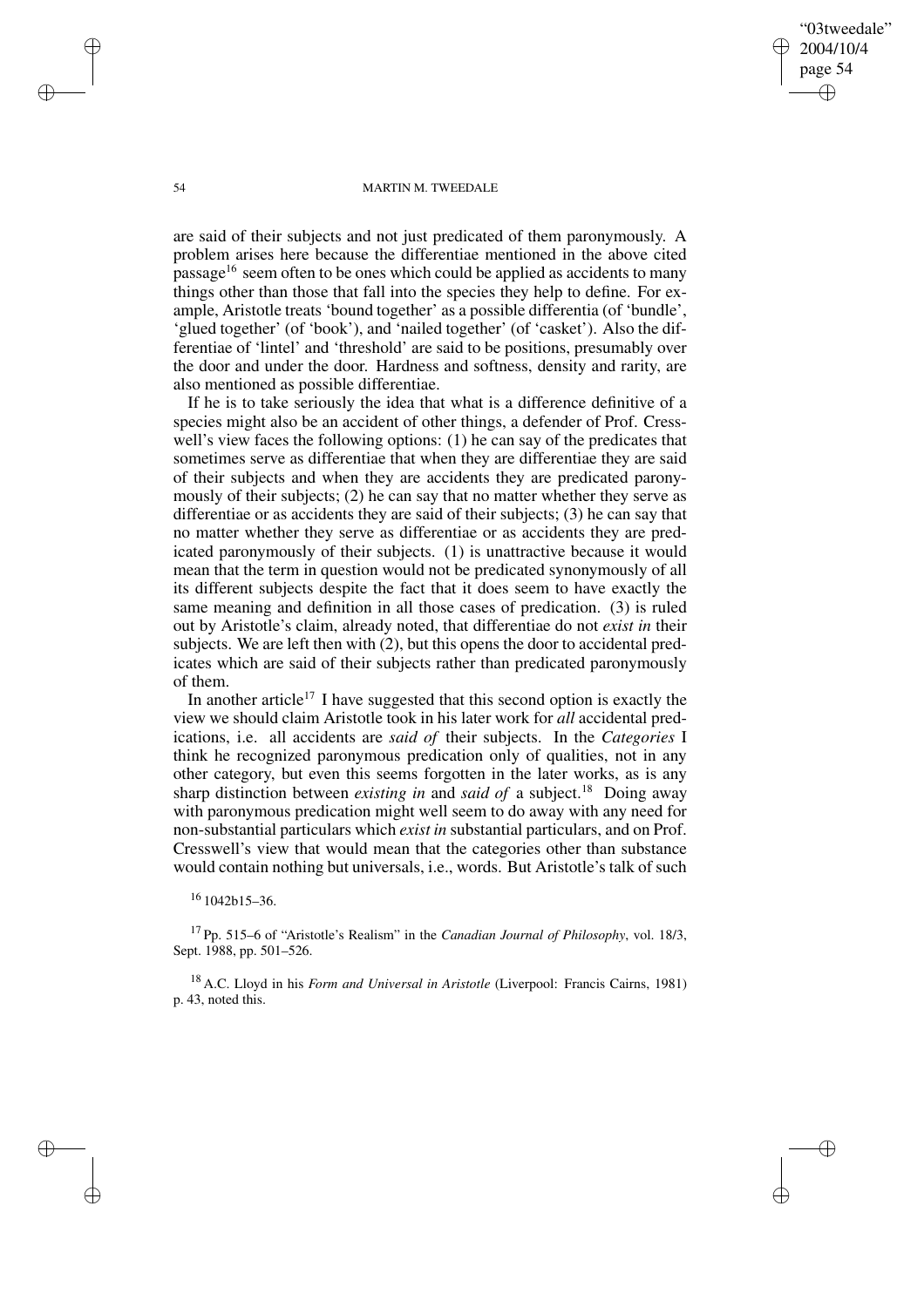are said of their subjects and not just predicated of them paronymously. A problem arises here because the differentiae mentioned in the above cited passage[16] seem often to be ones which could be applied as accidents to many things other than those that fall into the species they help to define. For example, Aristotle treats 'bound together' as a possible differentia (of 'bundle', 'glued together' (of 'book'), and 'nailed together' (of 'casket'). Also the differentiae of 'lintel' and 'threshold' are said to be positions, presumably over the door and under the door. Hardness and softness, density and rarity, are also mentioned as possible differentiae.

If he is to take seriously the idea that what is a difference definitive of a species might also be an accident of other things, a defender of Prof. Cresswell's view faces the following options: (1) he can say of the predicates that sometimes serve as differentiae that when they are differentiae they are said of their subjects and when they are accidents they are predicated paronymously of their subjects; (2) he can say that no matter whether they serve as differentiae or as accidents they are said of their subjects; (3) he can say that no matter whether they serve as differentiae or as accidents they are predicated paronymously of their subjects. (1) is unattractive because it would mean that the term in question would not be predicated synonymously of all its different subjects despite the fact that it does seem to have exactly the same meaning and definition in all those cases of predication. (3) is ruled out by Aristotle's claim, already noted, that differentiae do not *exist in* their subjects. We are left then with (2), but this opens the door to accidental predicates which are said of their subjects rather than predicated paronymously of them.

In another article[17] I have suggested that this second option is exactly the view we should claim Aristotle took in his later work for *all* accidental predications, i.e. all accidents are *said of* their subjects. In the *Categories* I think he recognized paronymous predication only of qualities, not in any other category, but even this seems forgotten in the later works, as is any sharp distinction between *existing in* and *said of* a subject.[18] Doing away with paronymous predication might well seem to do away with any need for non-substantial particulars which *exist in* substantial particulars, and on Prof. Cresswell's view that would mean that the categories other than substance would contain nothing but universals, i.e., words. But Aristotle's talk of such

[16] 1042b15–36.

[17] Pp. 515–6 of "Aristotle's Realism" in the *Canadian Journal of Philosophy*, vol. 18/3, Sept. 1988, pp. 501–526.

[18] A.C. Lloyd in his *Form and Universal in Aristotle* (Liverpool: Francis Cairns, 1981) p. 43, noted this.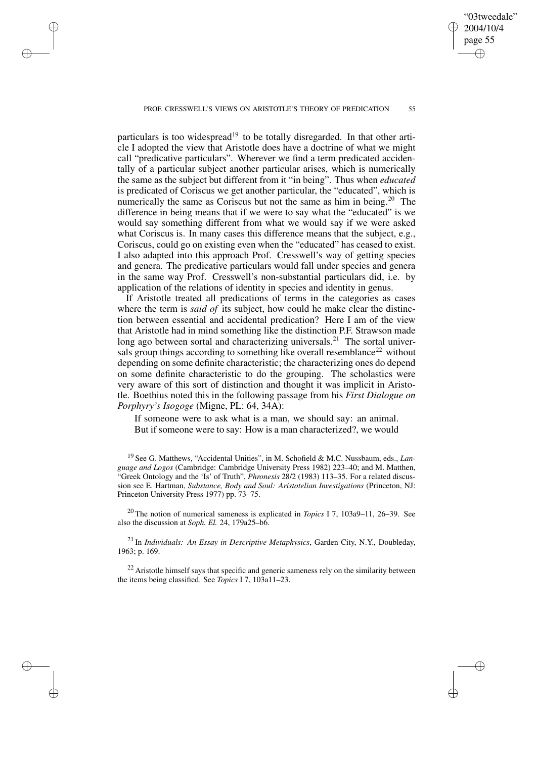particulars is too widespread[19] to be totally disregarded. In that other article I adopted the view that Aristotle does have a doctrine of what we might call "predicative particulars". Wherever we find a term predicated accidentally of a particular subject another particular arises, which is numerically the same as the subject but different from it "in being". Thus when *educated* is predicated of Coriscus we get another particular, the "educated", which is numerically the same as Coriscus but not the same as him in being.[20] The difference in being means that if we were to say what the "educated" is we would say something different from what we would say if we were asked what Coriscus is. In many cases this difference means that the subject, e.g., Coriscus, could go on existing even when the "educated" has ceased to exist. I also adapted into this approach Prof. Cresswell's way of getting species and genera. The predicative particulars would fall under species and genera in the same way Prof. Cresswell's non-substantial particulars did, i.e. by application of the relations of identity in species and identity in genus.

If Aristotle treated all predications of terms in the categories as cases where the term is *said of* its subject, how could he make clear the distinction between essential and accidental predication? Here I am of the view that Aristotle had in mind something like the distinction P.F. Strawson made long ago between sortal and characterizing universals.[21] The sortal universals group things according to something like overall resemblance[22] without depending on some definite characteristic; the characterizing ones do depend on some definite characteristic to do the grouping. The scholastics were very aware of this sort of distinction and thought it was implicit in Aristotle. Boethius noted this in the following passage from his *First Dialogue on Porphyry's Isogoge* (Migne, PL: 64, 34A):

> If someone were to ask what is a man, we should say: an animal. But if someone were to say: How is a man characterized?, we would

[19] See G. Matthews, "Accidental Unities", in M. Schofield & M.C. Nussbaum, eds., *Language and Logos* (Cambridge: Cambridge University Press 1982) 223–40; and M. Matthen, "Greek Ontology and the 'Is' of Truth", *Phronesis* 28/2 (1983) 113–35. For a related discussion see E. Hartman, *Substance, Body and Soul: Aristotelian Investigations* (Princeton, NJ: Princeton University Press 1977) pp. 73–75.

[20] The notion of numerical sameness is explicated in *Topics* I 7, 103a9–11, 26–39. See also the discussion at *Soph. El.* 24, 179a25–b6.

[21] In *Individuals: An Essay in Descriptive Metaphysics*, Garden City, N.Y., Doubleday, 1963; p. 169.

[22] Aristotle himself says that specific and generic sameness rely on the similarity between the items being classified. See *Topics* I 7, 103a11–23.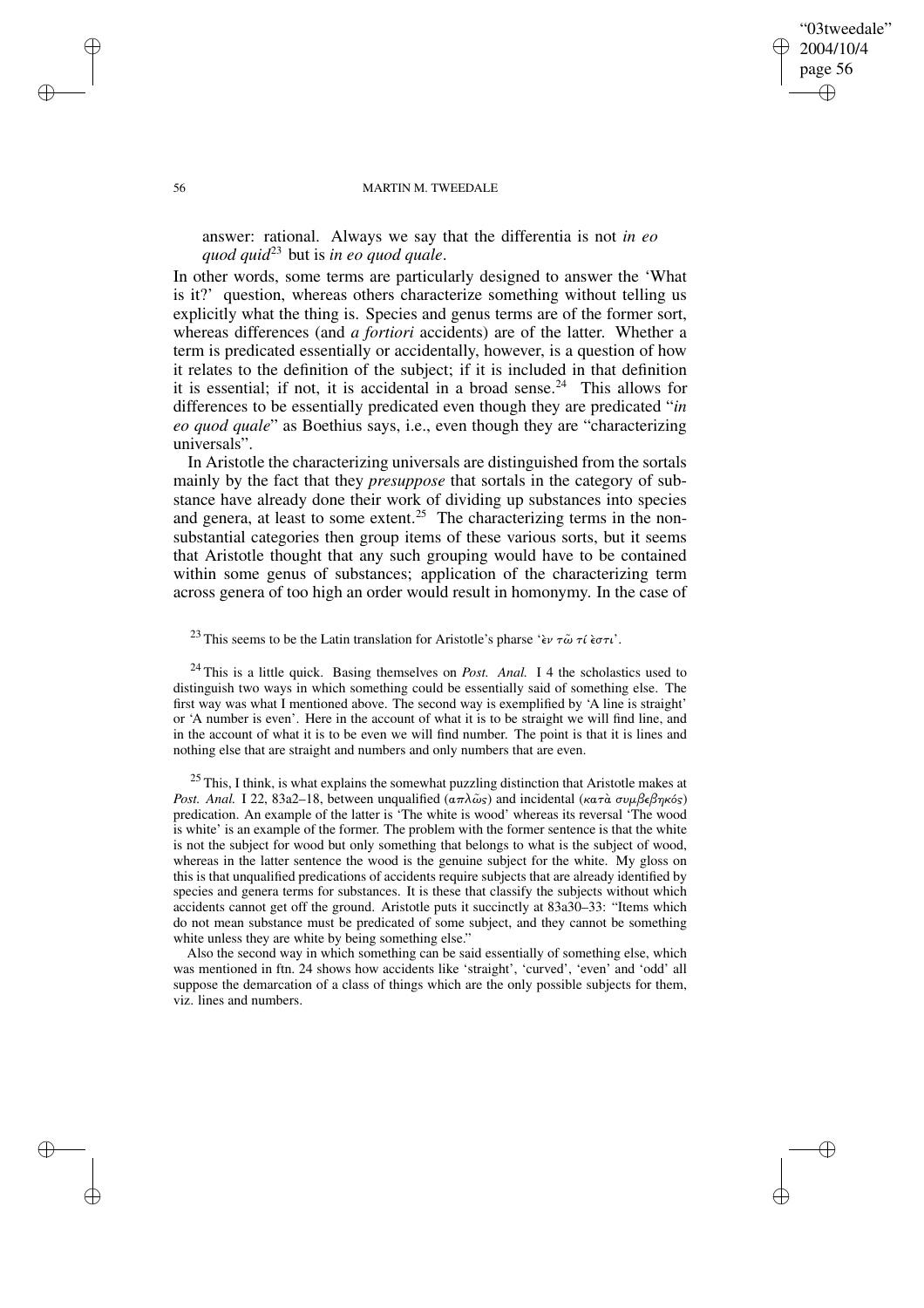answer: rational. Always we say that the differentia is not *in eo quod quid*[23] but is *in eo quod quale*.

In other words, some terms are particularly designed to answer the 'What is it?' question, whereas others characterize something without telling us explicitly what the thing is. Species and genus terms are of the former sort, whereas differences (and *a fortiori* accidents) are of the latter. Whether a term is predicated essentially or accidentally, however, is a question of how it relates to the definition of the subject; if it is included in that definition it is essential; if not, it is accidental in a broad sense.[24] This allows for differences to be essentially predicated even though they are predicated "*in eo quod quale*" as Boethius says, i.e., even though they are "characterizing universals".

In Aristotle the characterizing universals are distinguished from the sortals mainly by the fact that they *presuppose* that sortals in the category of substance have already done their work of dividing up substances into species and genera, at least to some extent.[25] The characterizing terms in the non-substantial categories then group items of these various sorts, but it seems that Aristotle thought that any such grouping would have to be contained within some genus of substances; application of the characterizing term across genera of too high an order would result in homonymy. In the case of

---

[23] This seems to be the Latin translation for Aristotle's pharse 'ἐν τῷ τί ἐστι'.

[24] This is a little quick. Basing themselves on *Post. Anal.* I 4 the scholastics used to distinguish two ways in which something could be essentially said of something else. The first way was what I mentioned above. The second way is exemplified by 'A line is straight' or 'A number is even'. Here in the account of what it is to be straight we will find line, and in the account of what it is to be even we will find number. The point is that it is lines and nothing else that are straight and numbers and only numbers that are even.

[25] This, I think, is what explains the somewhat puzzling distinction that Aristotle makes at *Post. Anal.* I 22, 83a2–18, between unqualified (ἁπλῶς) and incidental (κατὰ συμβεβηκός) predication. An example of the latter is 'The white is wood' whereas its reversal 'The wood is white' is an example of the former. The problem with the former sentence is that the white is not the subject for wood but only something that belongs to what is the subject of wood, whereas in the latter sentence the wood is the genuine subject for the white. My gloss on this is that unqualified predications of accidents require subjects that are already identified by species and genera terms for substances. It is these that classify the subjects without which accidents cannot get off the ground. Aristotle puts it succinctly at 83a30–33: "Items which do not mean substance must be predicated of some subject, and they cannot be something white unless they are white by being something else."

Also the second way in which something can be said essentially of something else, which was mentioned in ftn. 24 shows how accidents like 'straight', 'curved', 'even' and 'odd' all suppose the demarcation of a class of things which are the only possible subjects for them, viz. lines and numbers.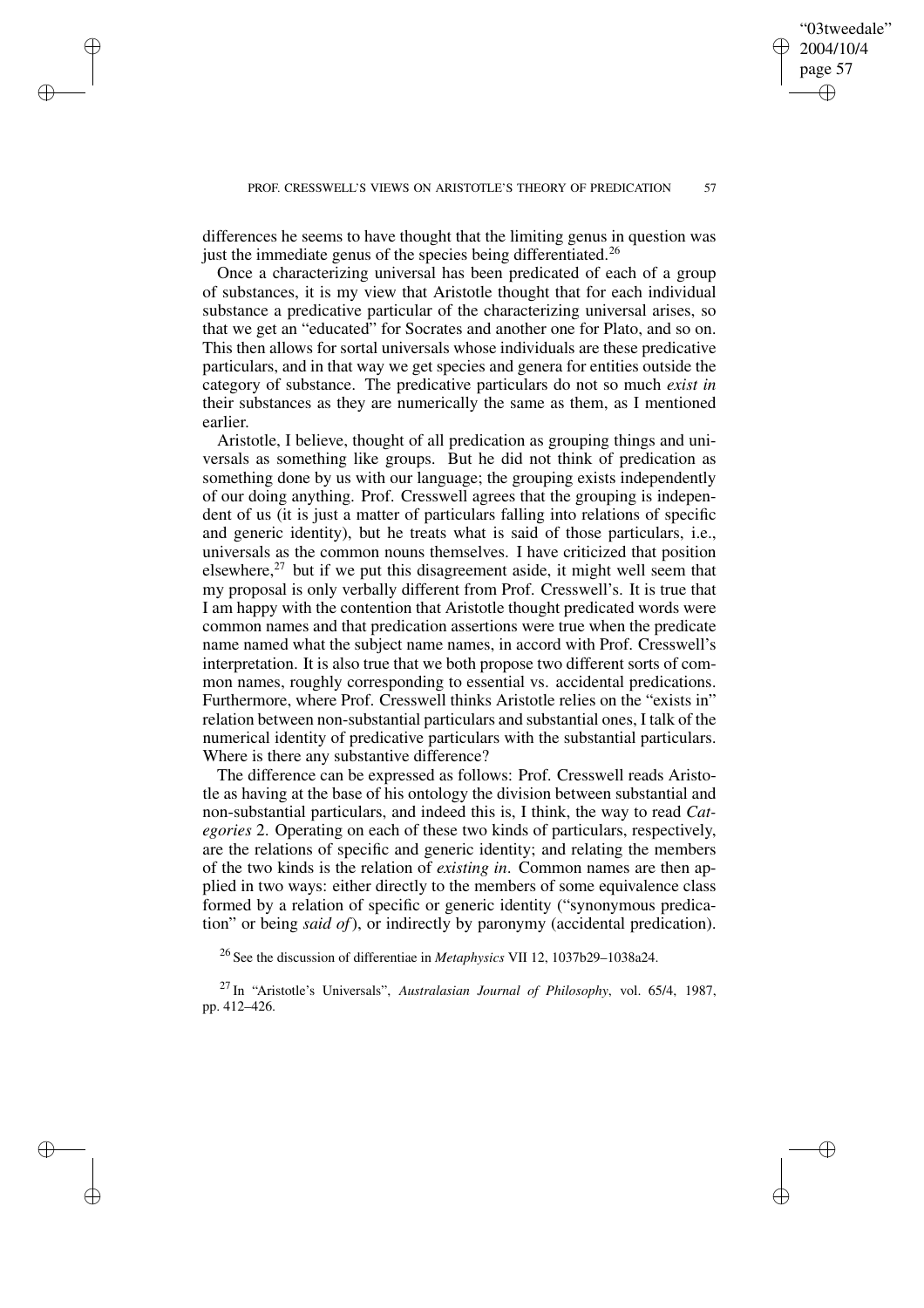differences he seems to have thought that the limiting genus in question was just the immediate genus of the species being differentiated.[26]

Once a characterizing universal has been predicated of each of a group of substances, it is my view that Aristotle thought that for each individual substance a predicative particular of the characterizing universal arises, so that we get an "educated" for Socrates and another one for Plato, and so on. This then allows for sortal universals whose individuals are these predicative particulars, and in that way we get species and genera for entities outside the category of substance. The predicative particulars do not so much *exist in* their substances as they are numerically the same as them, as I mentioned earlier.

Aristotle, I believe, thought of all predication as grouping things and universals as something like groups. But he did not think of predication as something done by us with our language; the grouping exists independently of our doing anything. Prof. Cresswell agrees that the grouping is independent of us (it is just a matter of particulars falling into relations of specific and generic identity), but he treats what is said of those particulars, i.e., universals as the common nouns themselves. I have criticized that position elsewhere,[27] but if we put this disagreement aside, it might well seem that my proposal is only verbally different from Prof. Cresswell's. It is true that I am happy with the contention that Aristotle thought predicated words were common names and that predication assertions were true when the predicate name named what the subject name names, in accord with Prof. Cresswell's interpretation. It is also true that we both propose two different sorts of common names, roughly corresponding to essential vs. accidental predications. Furthermore, where Prof. Cresswell thinks Aristotle relies on the "exists in" relation between non-substantial particulars and substantial ones, I talk of the numerical identity of predicative particulars with the substantial particulars. Where is there any substantive difference?

The difference can be expressed as follows: Prof. Cresswell reads Aristotle as having at the base of his ontology the division between substantial and non-substantial particulars, and indeed this is, I think, the way to read *Categories* 2. Operating on each of these two kinds of particulars, respectively, are the relations of specific and generic identity; and relating the members of the two kinds is the relation of *existing in*. Common names are then applied in two ways: either directly to the members of some equivalence class formed by a relation of specific or generic identity ("synonymous predication" or being *said of*), or indirectly by paronymy (accidental predication).

[26] See the discussion of differentiae in *Metaphysics* VII 12, 1037b29–1038a24.

[27] In "Aristotle's Universals", *Australasian Journal of Philosophy*, vol. 65/4, 1987, pp. 412–426.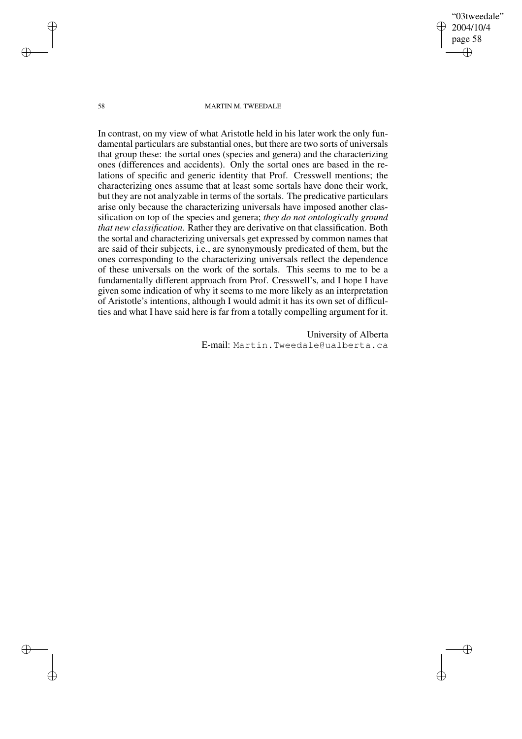In contrast, on my view of what Aristotle held in his later work the only fundamental particulars are substantial ones, but there are two sorts of universals that group these: the sortal ones (species and genera) and the characterizing ones (differences and accidents). Only the sortal ones are based in the relations of specific and generic identity that Prof. Cresswell mentions; the characterizing ones assume that at least some sortals have done their work, but they are not analyzable in terms of the sortals. The predicative particulars arise only because the characterizing universals have imposed another classification on top of the species and genera; *they do not ontologically ground that new classification*. Rather they are derivative on that classification. Both the sortal and characterizing universals get expressed by common names that are said of their subjects, i.e., are synonymously predicated of them, but the ones corresponding to the characterizing universals reflect the dependence of these universals on the work of the sortals. This seems to me to be a fundamentally different approach from Prof. Cresswell's, and I hope I have given some indication of why it seems to me more likely as an interpretation of Aristotle's intentions, although I would admit it has its own set of difficulties and what I have said here is far from a totally compelling argument for it.

University of Alberta
E-mail: Martin.Tweedale@ualberta.ca